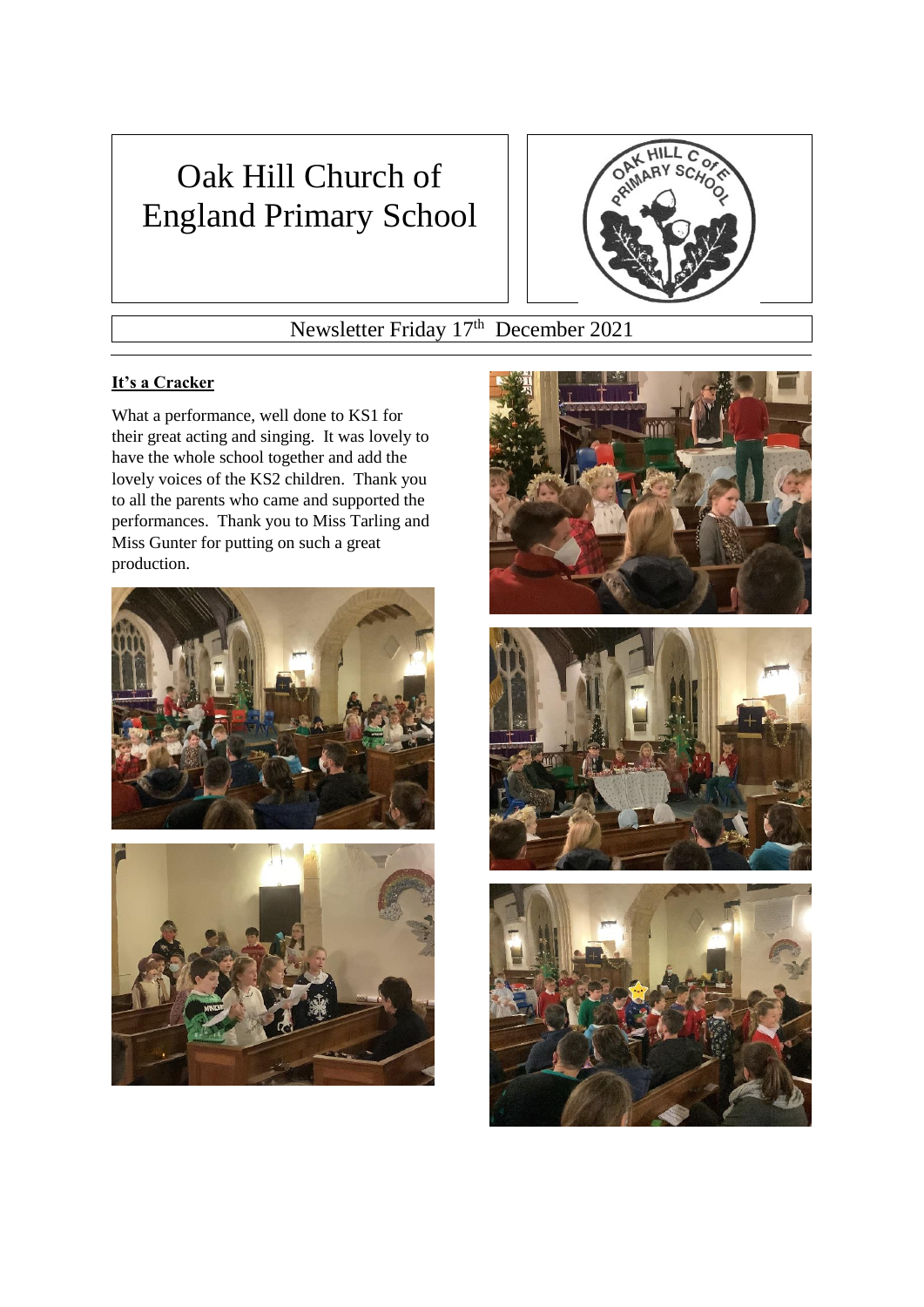# Oak Hill Church of England Primary School

Newsletter Friday 17th December 2021

**It's a Cracker**

What a performance, well done to KS1 for their great acting and singing. It was lovely to have the whole school together and add the lovely voices of the KS2 children. Thank you to all the parents who came and supported the performances. Thank you to Miss Tarling and Miss Gunter for putting on such a great production.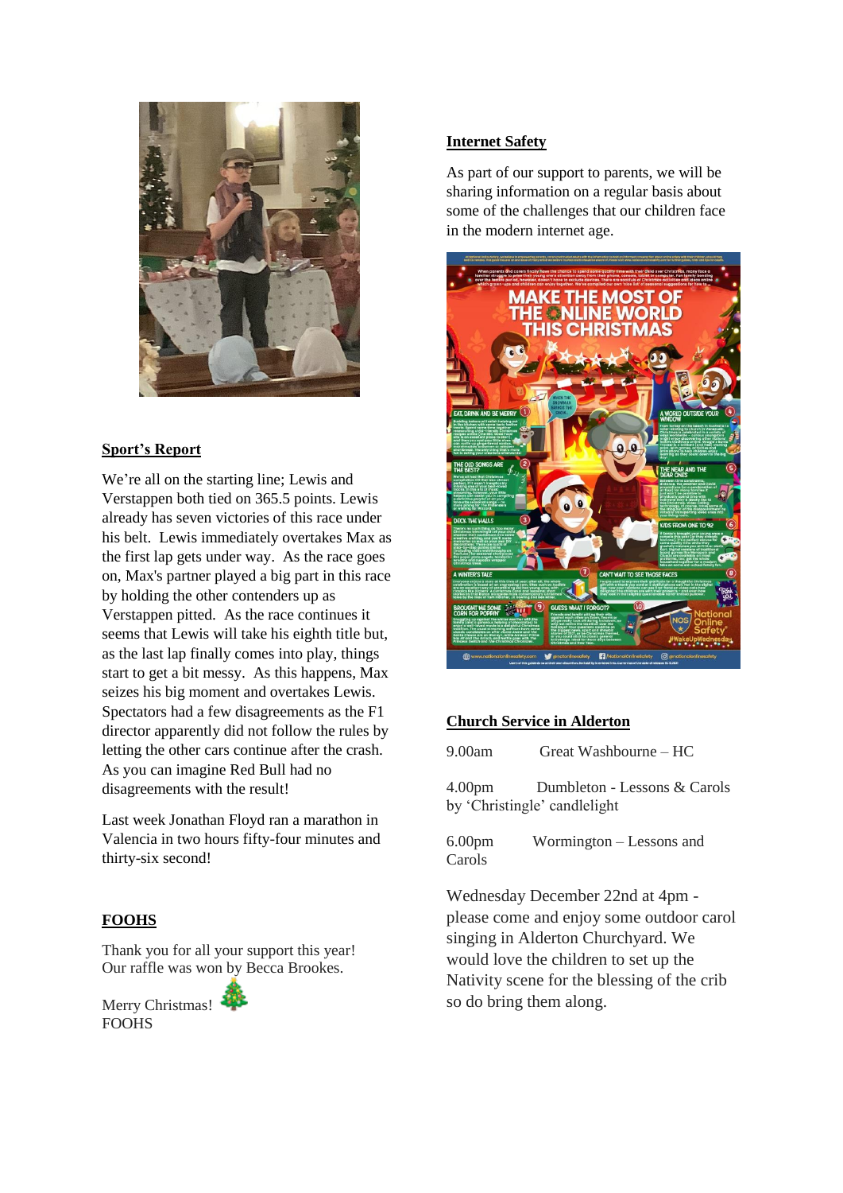## Sport's Report

We're all on the starting line; Lewis and Verstappen both tied on 365.5 points. Lewis already has seven victories of this race under his belt. Lewis immediately overtakes Max as the first lap gets under way. As the race goes on, Max's partner played a big part in this race by holding the other contenders up as Verstappen pitted. As the race continues it seems that Lewis will take his eighth title but, as the last lap finally comes into play, things start to get a bit messy. As this happens, Max seizes his big moment and overtakes Lewis. Spectators had a few disagreements as the F1 director apparently did not follow the rules by letting the other cars continue after the crash. As you can imagine Red Bull had no disagreements with the result!

Last week Jonathan Floyd ran a marathon in Valencia in two hours fifty-four minutes and thirty-six second!

## FOOHS

Thank you for all your support this year! Our raffle was won by Becca Brookes.

Merry Christmas!
FOOHS

## Internet Safety

As part of our support to parents, we will be sharing information on a regular basis about some of the challenges that our children face in the modern internet age.

## Church Service in Alderton

9.00am Great Washbourne – HC

4.00pm Dumbleton - Lessons & Carols by 'Christingle' candlelight

6.00pm Wormington – Lessons and Carols

Wednesday December 22nd at 4pm - please come and enjoy some outdoor carol singing in Alderton Churchyard. We would love the children to set up the Nativity scene for the blessing of the crib so do bring them along.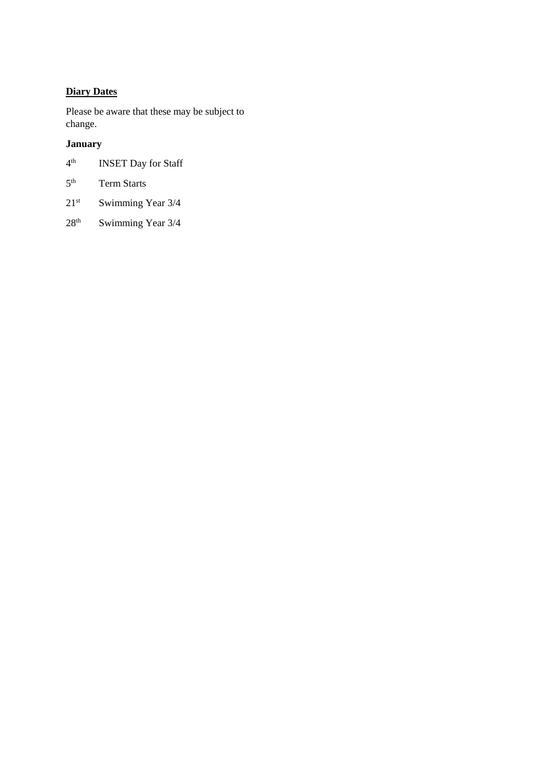**<u>Diary Dates</u>**

Please be aware that these may be subject to change.

**January**

| | |
|---|---|
| 4th | INSET Day for Staff |
| 5th | Term Starts |
| 21st | Swimming Year 3/4 |
| 28th | Swimming Year 3/4 |